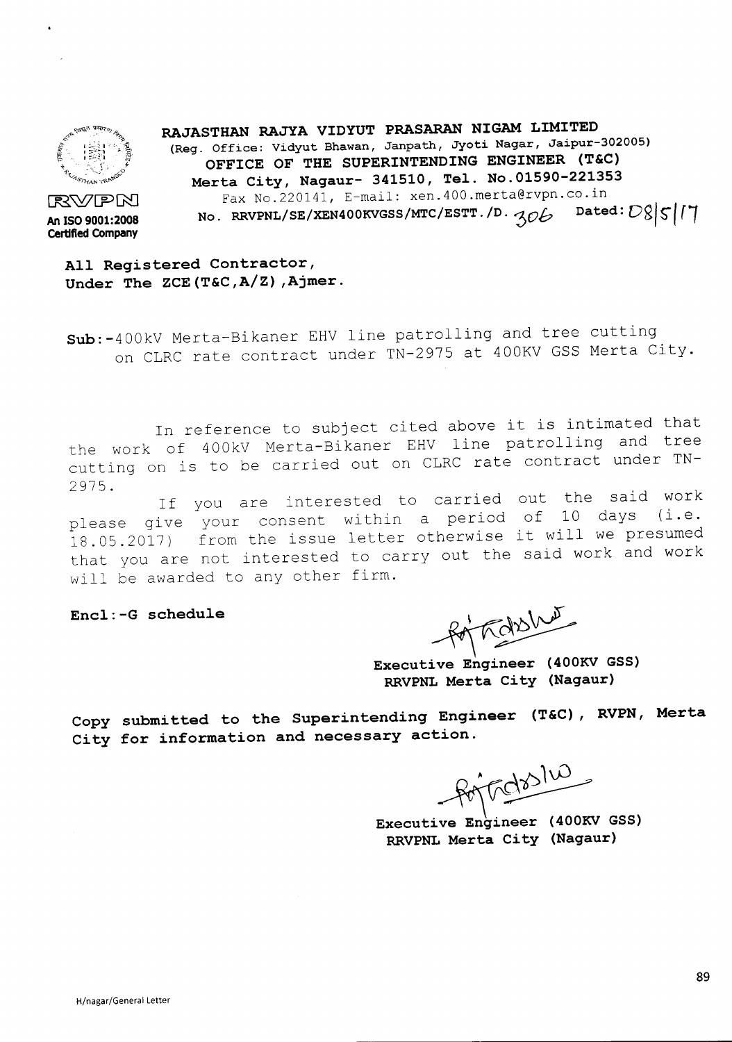RVPN

An ISO 9001:2008 Certified Company

**RAJASTHAN RAJYA VIDYUT PRASARAN NIGAM LIMITED**

(Reg. Office: Vidyut Bhawan, Janpath, Jyoti Nagar, Jaipur-302005)

**OFFICE OF THE SUPERINTENDING ENGINEER (T&C)**

**Merta City, Nagaur- 341510, Tel. No.01590-221353**

Fax No.220141, E-mail: xen.400.merta@rvpn.co.in

No. RRVPNL/SE/XEN400KVGSS/MTC/ESTT./D. 306 Dated: 08/5/17

**All Registered Contractor,**
**Under The ZCE(T&C,A/Z),Ajmer.**

**Sub:**-400kV Merta-Bikaner EHV line patrolling and tree cutting on CLRC rate contract under TN-2975 at 400KV GSS Merta City.

In reference to subject cited above it is intimated that the work of 400kV Merta-Bikaner EHV line patrolling and tree cutting on is to be carried out on CLRC rate contract under TN-2975.

If you are interested to carried out the said work please give your consent within a period of 10 days (i.e. 18.05.2017) from the issue letter otherwise it will we presumed that you are not interested to carry out the said work and work will be awarded to any other firm.

**Encl:-G schedule**

**Executive Engineer (400KV GSS)**
**RRVPNL Merta City (Nagaur)**

**Copy submitted to the Superintending Engineer (T&C), RVPN, Merta City for information and necessary action.**

**Executive Engineer (400KV GSS)**
**RRVPNL Merta City (Nagaur)**

H/nagar/General Letter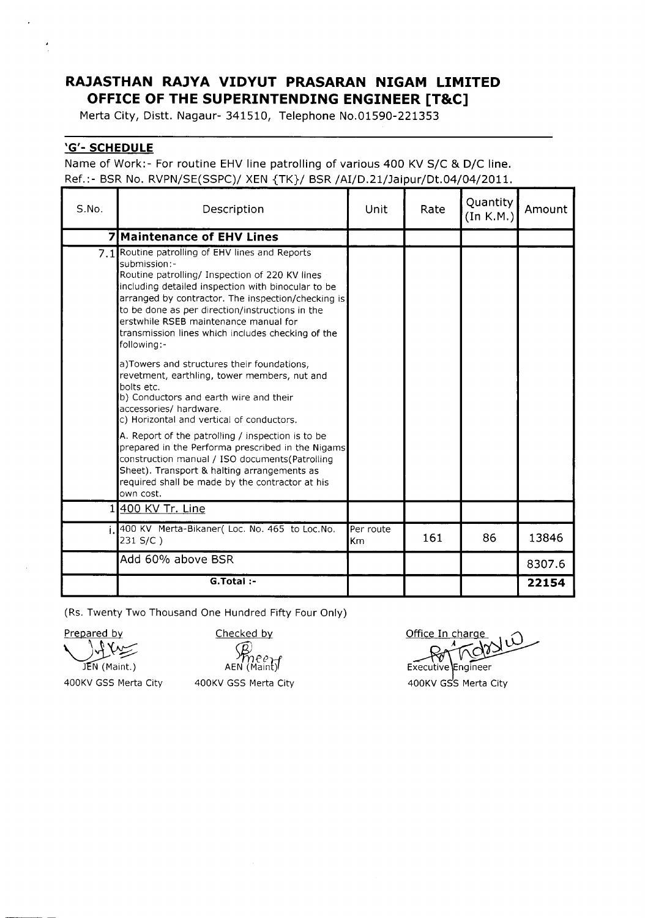# RAJASTHAN RAJYA VIDYUT PRASARAN NIGAM LIMITED
## OFFICE OF THE SUPERINTENDING ENGINEER [T&C]

Merta City, Distt. Nagaur- 341510, Telephone No.01590-221353

**'G'- SCHEDULE**

Name of Work:- For routine EHV line patrolling of various 400 KV S/C & D/C line.
Ref.:- BSR No. RVPN/SE(SSPC)/ XEN {TK}/ BSR /AI/D.21/Jaipur/Dt.04/04/2011.

| S.No. | Description | Unit | Rate | Quantity (In K.M.) | Amount |
|---|---|---|---|---|---|
| 7 | **Maintenance of EHV Lines** | | | | |
| 7.1 | Routine patrolling of EHV lines and Reports submission:- Routine patrolling/ Inspection of 220 KV lines including detailed inspection with binocular to be arranged by contractor. The inspection/checking is to be done as per direction/instructions in the erstwhile RSEB maintenance manual for transmission lines which includes checking of the following:- a)Towers and structures their foundations, revetment, earthling, tower members, nut and bolts etc. b) Conductors and earth wire and their accessories/ hardware. c) Horizontal and vertical of conductors. A. Report of the patrolling / inspection is to be prepared in the Performa prescribed in the Nigams construction manual / ISO documents(Patrolling Sheet). Transport & halting arrangements as required shall be made by the contractor at his own cost. | | | | |
| 1 | 400 KV Tr. Line | | | | |
| i. | 400 KV Merta-Bikaner( Loc. No. 465 to Loc.No. 231 S/C ) | Per route Km | 161 | 86 | 13846 |
| | Add 60% above BSR | | | | 8307.6 |
| | **G.Total :-** | | | | **22154** |

(Rs. Twenty Two Thousand One Hundred Fifty Four Only)

| Prepared by | Checked by | Office In charge |
|---|---|---|
| JEN (Maint.) | AEN (Maint) | Executive Engineer |
| 400KV GSS Merta City | 400KV GSS Merta City | 400KV GSS Merta City |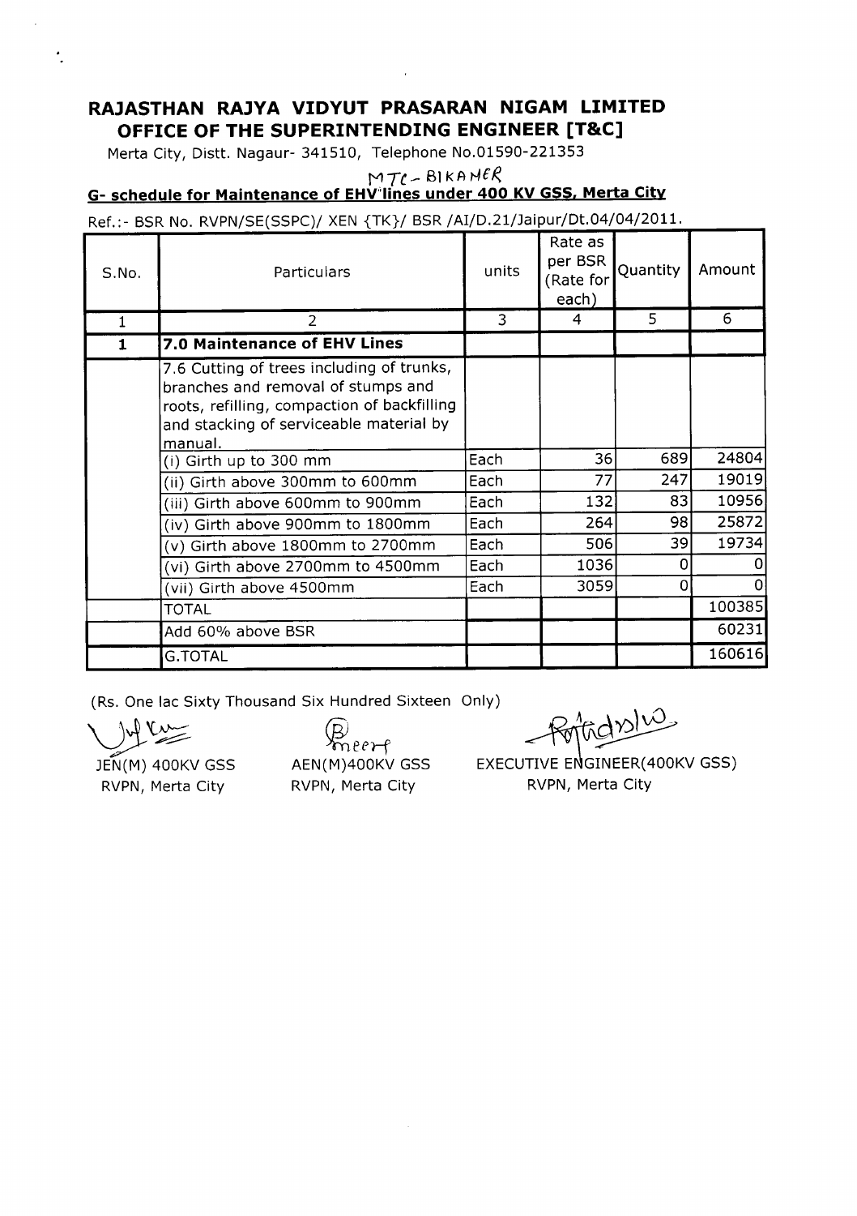## RAJASTHAN RAJYA VIDYUT PRASARAN NIGAM LIMITED
## OFFICE OF THE SUPERINTENDING ENGINEER [T&C]

Merta City, Distt. Nagaur- 341510, Telephone No.01590-221353

MTC- BIKANER

**G- schedule for Maintenance of EHV lines under 400 KV GSS, Merta City**

Ref.:- BSR No. RVPN/SE(SSPC)/ XEN {TK}/ BSR /AI/D.21/Jaipur/Dt.04/04/2011.

| S.No. | Particulars | units | Rate as per BSR (Rate for each) | Quantity | Amount |
|---|---|---|---|---|---|
| 1 | 2 | 3 | 4 | 5 | 6 |
| **1** | **7.0 Maintenance of EHV Lines** | | | | |
| | 7.6 Cutting of trees including of trunks, branches and removal of stumps and roots, refilling, compaction of backfilling and stacking of serviceable material by manual. | | | | |
| | (i) Girth up to 300 mm | Each | 36 | 689 | 24804 |
| | (ii) Girth above 300mm to 600mm | Each | 77 | 247 | 19019 |
| | (iii) Girth above 600mm to 900mm | Each | 132 | 83 | 10956 |
| | (iv) Girth above 900mm to 1800mm | Each | 264 | 98 | 25872 |
| | (v) Girth above 1800mm to 2700mm | Each | 506 | 39 | 19734 |
| | (vi) Girth above 2700mm to 4500mm | Each | 1036 | 0 | 0 |
| | (vii) Girth above 4500mm | Each | 3059 | 0 | 0 |
| | TOTAL | | | | 100385 |
| | Add 60% above BSR | | | | 60231 |
| | G.TOTAL | | | | 160616 |

(Rs. One lac Sixty Thousand Six Hundred Sixteen Only)

| | | |
|---|---|---|
| JEN(M) 400KV GSS | AEN(M)400KV GSS | EXECUTIVE ENGINEER(400KV GSS) |
| RVPN, Merta City | RVPN, Merta City | RVPN, Merta City |